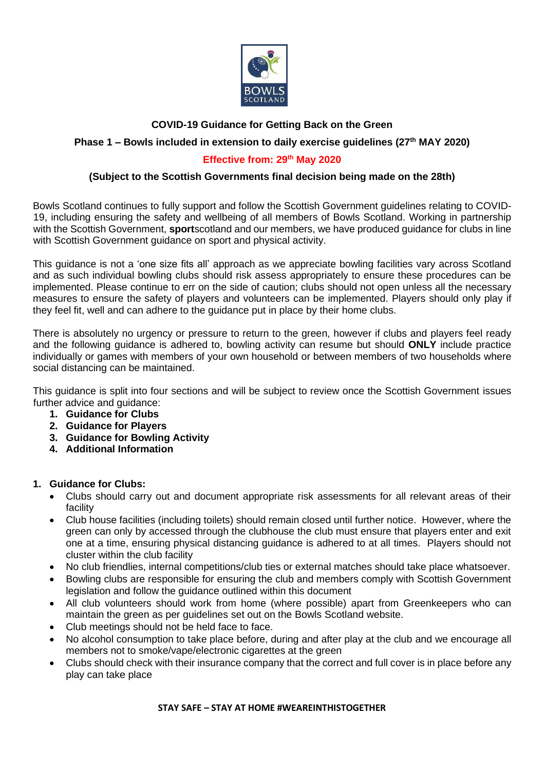# COVID-19 Guidance for Getting Back on the Green

## Phase 1 – Bowls included in extension to daily exercise guidelines (27th MAY 2020)

**Effective from: 29th May 2020**

**(Subject to the Scottish Governments final decision being made on the 28th)**

Bowls Scotland continues to fully support and follow the Scottish Government guidelines relating to COVID-19, including ensuring the safety and wellbeing of all members of Bowls Scotland. Working in partnership with the Scottish Government, **sport**scotland and our members, we have produced guidance for clubs in line with Scottish Government guidance on sport and physical activity.

This guidance is not a 'one size fits all' approach as we appreciate bowling facilities vary across Scotland and as such individual bowling clubs should risk assess appropriately to ensure these procedures can be implemented. Please continue to err on the side of caution; clubs should not open unless all the necessary measures to ensure the safety of players and volunteers can be implemented. Players should only play if they feel fit, well and can adhere to the guidance put in place by their home clubs.

There is absolutely no urgency or pressure to return to the green, however if clubs and players feel ready and the following guidance is adhered to, bowling activity can resume but should **ONLY** include practice individually or games with members of your own household or between members of two households where social distancing can be maintained.

This guidance is split into four sections and will be subject to review once the Scottish Government issues further advice and guidance:

1. **Guidance for Clubs**
2. **Guidance for Players**
3. **Guidance for Bowling Activity**
4. **Additional Information**

### 1. Guidance for Clubs:

- Clubs should carry out and document appropriate risk assessments for all relevant areas of their facility
- Club house facilities (including toilets) should remain closed until further notice. However, where the green can only by accessed through the clubhouse the club must ensure that players enter and exit one at a time, ensuring physical distancing guidance is adhered to at all times. Players should not cluster within the club facility
- No club friendlies, internal competitions/club ties or external matches should take place whatsoever.
- Bowling clubs are responsible for ensuring the club and members comply with Scottish Government legislation and follow the guidance outlined within this document
- All club volunteers should work from home (where possible) apart from Greenkeepers who can maintain the green as per guidelines set out on the Bowls Scotland website.
- Club meetings should not be held face to face.
- No alcohol consumption to take place before, during and after play at the club and we encourage all members not to smoke/vape/electronic cigarettes at the green
- Clubs should check with their insurance company that the correct and full cover is in place before any play can take place

**STAY SAFE – STAY AT HOME #WEAREINTHISTOGETHER**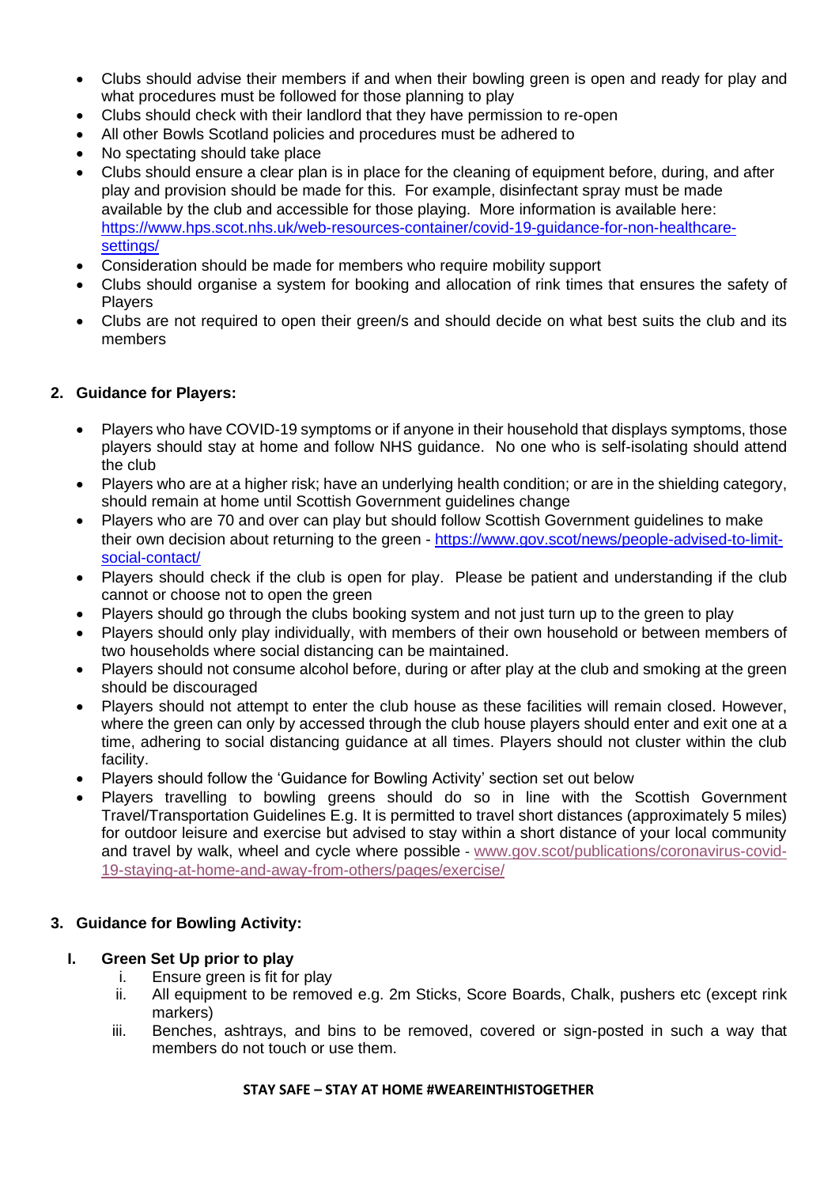- Clubs should advise their members if and when their bowling green is open and ready for play and what procedures must be followed for those planning to play
- Clubs should check with their landlord that they have permission to re-open
- All other Bowls Scotland policies and procedures must be adhered to
- No spectating should take place
- Clubs should ensure a clear plan is in place for the cleaning of equipment before, during, and after play and provision should be made for this. For example, disinfectant spray must be made available by the club and accessible for those playing. More information is available here: [https://www.hps.scot.nhs.uk/web-resources-container/covid-19-guidance-for-non-healthcare-settings/](https://www.hps.scot.nhs.uk/web-resources-container/covid-19-guidance-for-non-healthcare-settings/)
- Consideration should be made for members who require mobility support
- Clubs should organise a system for booking and allocation of rink times that ensures the safety of Players
- Clubs are not required to open their green/s and should decide on what best suits the club and its members

## 2. Guidance for Players:

- Players who have COVID-19 symptoms or if anyone in their household that displays symptoms, those players should stay at home and follow NHS guidance. No one who is self-isolating should attend the club
- Players who are at a higher risk; have an underlying health condition; or are in the shielding category, should remain at home until Scottish Government guidelines change
- Players who are 70 and over can play but should follow Scottish Government guidelines to make their own decision about returning to the green - [https://www.gov.scot/news/people-advised-to-limit-social-contact/](https://www.gov.scot/news/people-advised-to-limit-social-contact/)
- Players should check if the club is open for play. Please be patient and understanding if the club cannot or choose not to open the green
- Players should go through the clubs booking system and not just turn up to the green to play
- Players should only play individually, with members of their own household or between members of two households where social distancing can be maintained.
- Players should not consume alcohol before, during or after play at the club and smoking at the green should be discouraged
- Players should not attempt to enter the club house as these facilities will remain closed. However, where the green can only by accessed through the club house players should enter and exit one at a time, adhering to social distancing guidance at all times. Players should not cluster within the club facility.
- Players should follow the 'Guidance for Bowling Activity' section set out below
- Players travelling to bowling greens should do so in line with the Scottish Government Travel/Transportation Guidelines E.g. It is permitted to travel short distances (approximately 5 miles) for outdoor leisure and exercise but advised to stay within a short distance of your local community and travel by walk, wheel and cycle where possible - [www.gov.scot/publications/coronavirus-covid-19-staying-at-home-and-away-from-others/pages/exercise/](www.gov.scot/publications/coronavirus-covid-19-staying-at-home-and-away-from-others/pages/exercise/)

## 3. Guidance for Bowling Activity:

### I. Green Set Up prior to play

i. Ensure green is fit for play
ii. All equipment to be removed e.g. 2m Sticks, Score Boards, Chalk, pushers etc (except rink markers)
iii. Benches, ashtrays, and bins to be removed, covered or sign-posted in such a way that members do not touch or use them.

**STAY SAFE – STAY AT HOME #WEAREINTHISTOGETHER**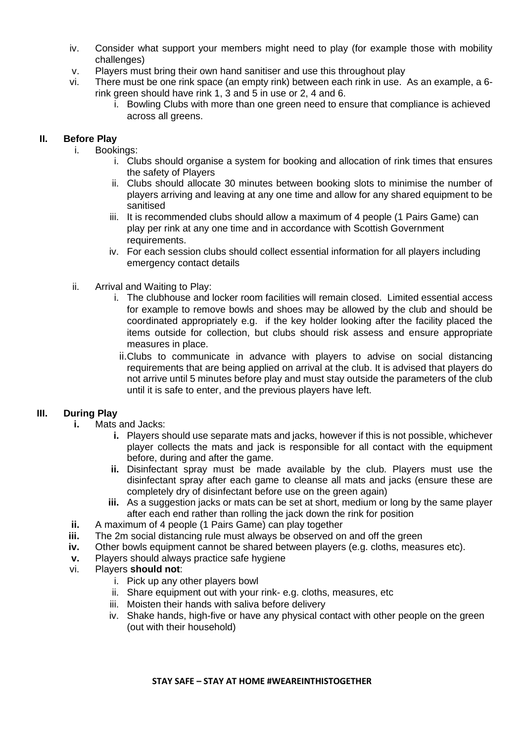iv. Consider what support your members might need to play (for example those with mobility challenges)

v. Players must bring their own hand sanitiser and use this throughout play

vi. There must be one rink space (an empty rink) between each rink in use. As an example, a 6-rink green should have rink 1, 3 and 5 in use or 2, 4 and 6.

   i. Bowling Clubs with more than one green need to ensure that compliance is achieved across all greens.

## II. Before Play

i. Bookings:

   i. Clubs should organise a system for booking and allocation of rink times that ensures the safety of Players

   ii. Clubs should allocate 30 minutes between booking slots to minimise the number of players arriving and leaving at any one time and allow for any shared equipment to be sanitised

   iii. It is recommended clubs should allow a maximum of 4 people (1 Pairs Game) can play per rink at any one time and in accordance with Scottish Government requirements.

   iv. For each session clubs should collect essential information for all players including emergency contact details

ii. Arrival and Waiting to Play:

   i. The clubhouse and locker room facilities will remain closed. Limited essential access for example to remove bowls and shoes may be allowed by the club and should be coordinated appropriately e.g. if the key holder looking after the facility placed the items outside for collection, but clubs should risk assess and ensure appropriate measures in place.

   ii. Clubs to communicate in advance with players to advise on social distancing requirements that are being applied on arrival at the club. It is advised that players do not arrive until 5 minutes before play and must stay outside the parameters of the club until it is safe to enter, and the previous players have left.

## III. During Play

**i.** Mats and Jacks:

   **i.** Players should use separate mats and jacks, however if this is not possible, whichever player collects the mats and jack is responsible for all contact with the equipment before, during and after the game.

   **ii.** Disinfectant spray must be made available by the club. Players must use the disinfectant spray after each game to cleanse all mats and jacks (ensure these are completely dry of disinfectant before use on the green again)

   **iii.** As a suggestion jacks or mats can be set at short, medium or long by the same player after each end rather than rolling the jack down the rink for position

**ii.** A maximum of 4 people (1 Pairs Game) can play together

**iii.** The 2m social distancing rule must always be observed on and off the green

**iv.** Other bowls equipment cannot be shared between players (e.g. cloths, measures etc).

**v.** Players should always practice safe hygiene

vi. Players **should not**:

   i. Pick up any other players bowl

   ii. Share equipment out with your rink- e.g. cloths, measures, etc

   iii. Moisten their hands with saliva before delivery

   iv. Shake hands, high-five or have any physical contact with other people on the green (out with their household)

**STAY SAFE – STAY AT HOME #WEAREINTHISTOGETHER**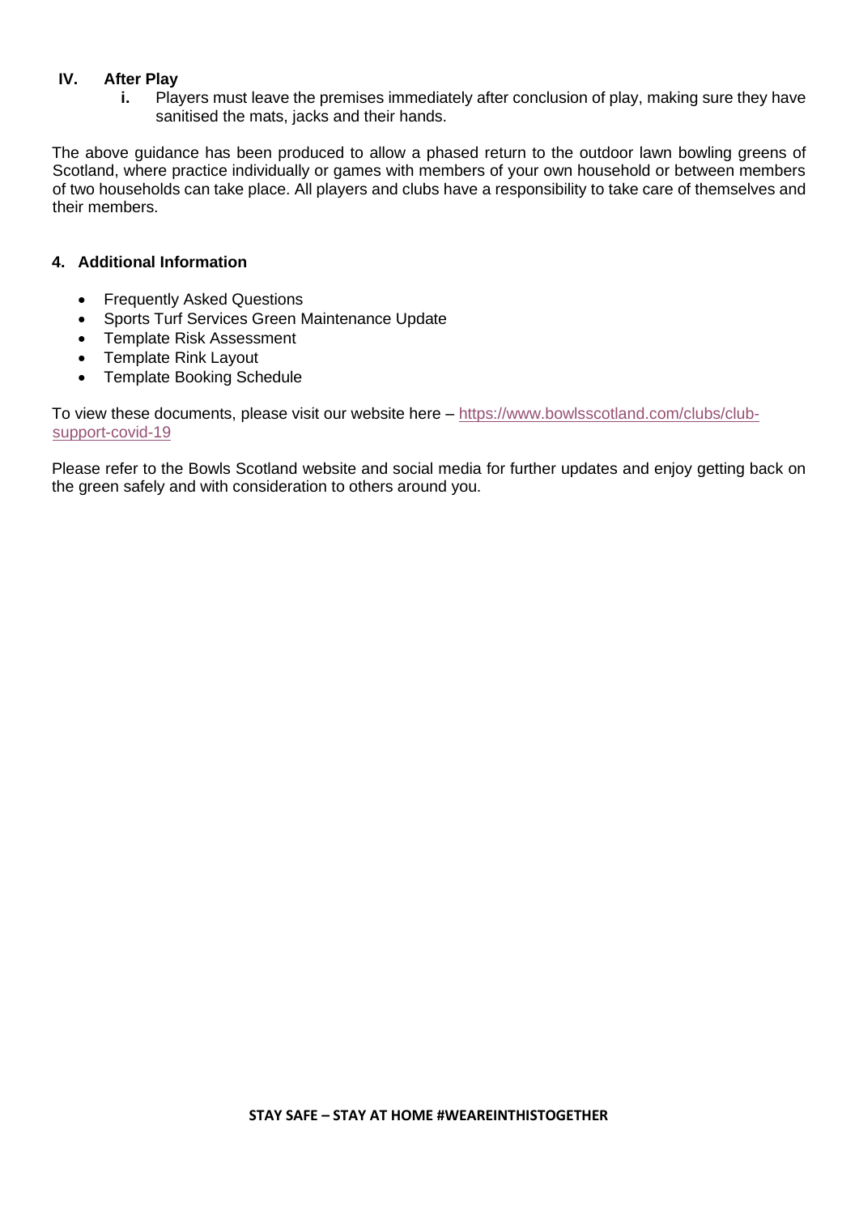**IV. After Play**

**i.** Players must leave the premises immediately after conclusion of play, making sure they have sanitised the mats, jacks and their hands.

The above guidance has been produced to allow a phased return to the outdoor lawn bowling greens of Scotland, where practice individually or games with members of your own household or between members of two households can take place. All players and clubs have a responsibility to take care of themselves and their members.

## 4. Additional Information

- Frequently Asked Questions
- Sports Turf Services Green Maintenance Update
- Template Risk Assessment
- Template Rink Layout
- Template Booking Schedule

To view these documents, please visit our website here – https://www.bowlsscotland.com/clubs/club-support-covid-19

Please refer to the Bowls Scotland website and social media for further updates and enjoy getting back on the green safely and with consideration to others around you.

**STAY SAFE – STAY AT HOME #WEAREINTHISTOGETHER**